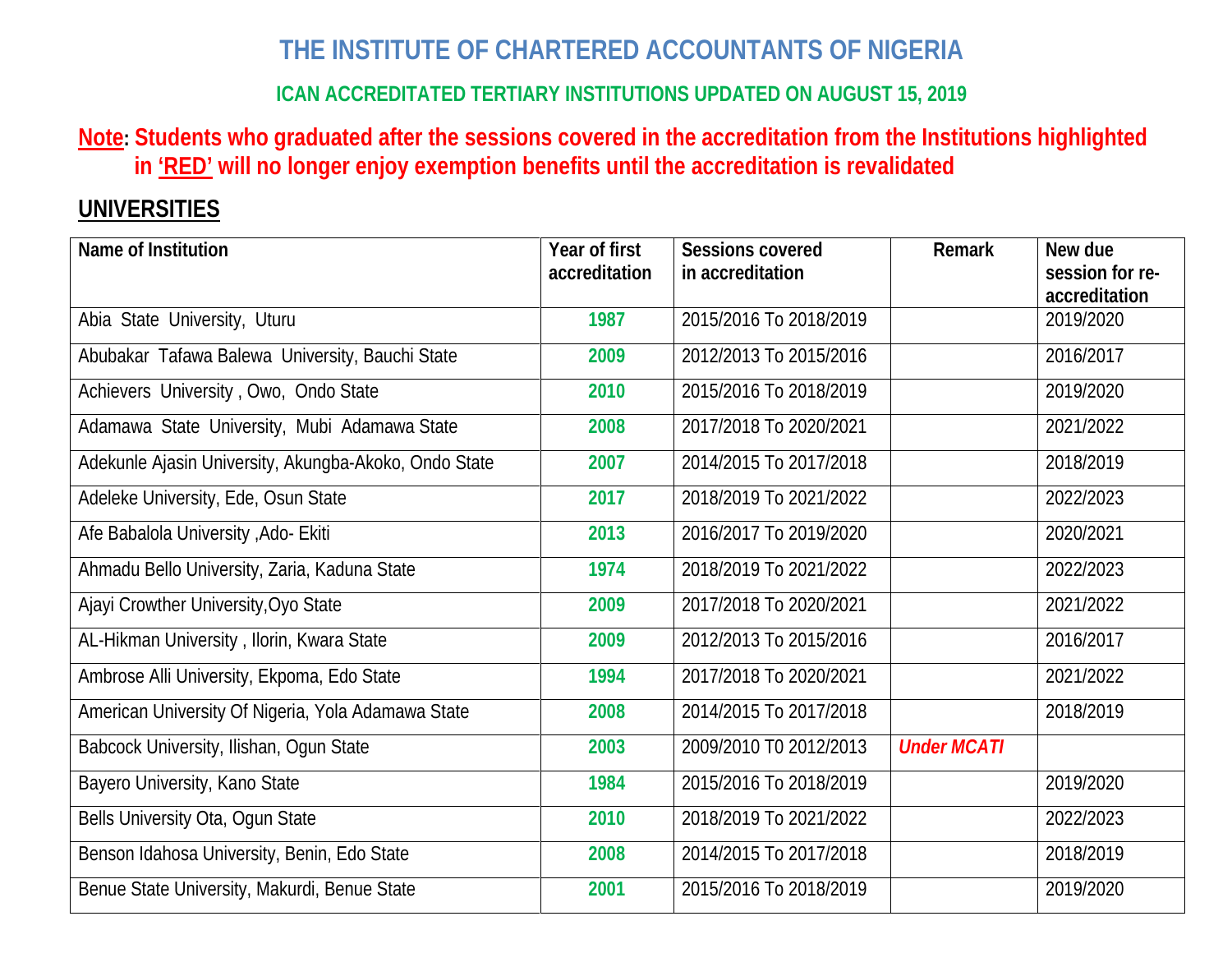# THE INSTITUTE OF CHARTERED ACCOUNTANTS OF NIGERIA

## ICAN ACCREDITATED TERTIARY INSTITUTIONS UPDATED ON AUGUST 15, 2019

**Note: Students who graduated after the sessions covered in the accreditation from the Institutions highlighted in 'RED' will no longer enjoy exemption benefits until the accreditation is revalidated**

## UNIVERSITIES

| Name of Institution | Year of first accreditation | Sessions covered in accreditation | Remark | New due session for re-accreditation |
|---|---|---|---|---|
| Abia State University, Uturu | 1987 | 2015/2016 To 2018/2019 | | 2019/2020 |
| Abubakar Tafawa Balewa University, Bauchi State | 2009 | 2012/2013 To 2015/2016 | | 2016/2017 |
| Achievers University , Owo, Ondo State | 2010 | 2015/2016 To 2018/2019 | | 2019/2020 |
| Adamawa State University, Mubi Adamawa State | 2008 | 2017/2018 To 2020/2021 | | 2021/2022 |
| Adekunle Ajasin University, Akungba-Akoko, Ondo State | 2007 | 2014/2015 To 2017/2018 | | 2018/2019 |
| Adeleke University, Ede, Osun State | 2017 | 2018/2019 To 2021/2022 | | 2022/2023 |
| Afe Babalola University ,Ado- Ekiti | 2013 | 2016/2017 To 2019/2020 | | 2020/2021 |
| Ahmadu Bello University, Zaria, Kaduna State | 1974 | 2018/2019 To 2021/2022 | | 2022/2023 |
| Ajayi Crowther University,Oyo State | 2009 | 2017/2018 To 2020/2021 | | 2021/2022 |
| AL-Hikman University , Ilorin, Kwara State | 2009 | 2012/2013 To 2015/2016 | | 2016/2017 |
| Ambrose Alli University, Ekpoma, Edo State | 1994 | 2017/2018 To 2020/2021 | | 2021/2022 |
| American University Of Nigeria, Yola Adamawa State | 2008 | 2014/2015 To 2017/2018 | | 2018/2019 |
| Babcock University, Ilishan, Ogun State | 2003 | 2009/2010 T0 2012/2013 | *Under MCATI* | |
| Bayero University, Kano State | 1984 | 2015/2016 To 2018/2019 | | 2019/2020 |
| Bells University Ota, Ogun State | 2010 | 2018/2019 To 2021/2022 | | 2022/2023 |
| Benson Idahosa University, Benin, Edo State | 2008 | 2014/2015 To 2017/2018 | | 2018/2019 |
| Benue State University, Makurdi, Benue State | 2001 | 2015/2016 To 2018/2019 | | 2019/2020 |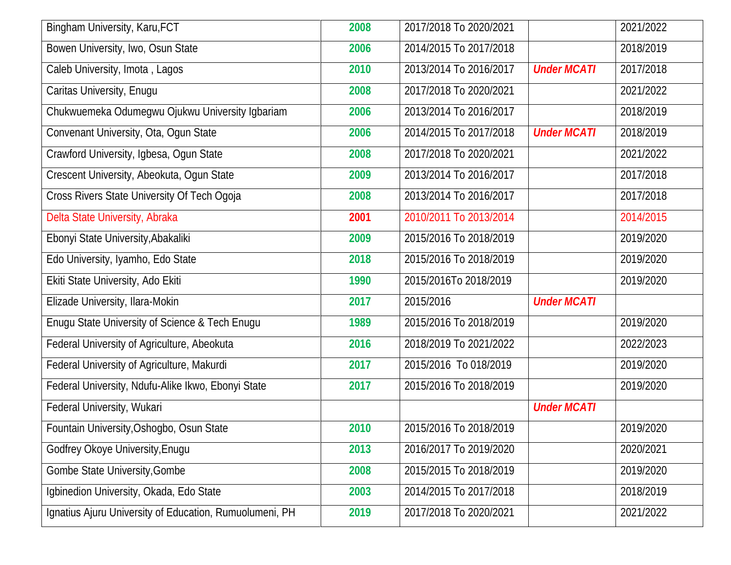| | | | | |
|---|---|---|---|---|
| Bingham University, Karu,FCT | **2008** | 2017/2018 To 2020/2021 | | 2021/2022 |
| Bowen University, Iwo, Osun State | **2006** | 2014/2015 To 2017/2018 | | 2018/2019 |
| Caleb University, Imota , Lagos | **2010** | 2013/2014 To 2016/2017 | ***Under MCATI*** | 2017/2018 |
| Caritas University, Enugu | **2008** | 2017/2018 To 2020/2021 | | 2021/2022 |
| Chukwuemeka Odumegwu Ojukwu University Igbariam | **2006** | 2013/2014 To 2016/2017 | | 2018/2019 |
| Convenant University, Ota, Ogun State | **2006** | 2014/2015 To 2017/2018 | ***Under MCATI*** | 2018/2019 |
| Crawford University, Igbesa, Ogun State | **2008** | 2017/2018 To 2020/2021 | | 2021/2022 |
| Crescent University, Abeokuta, Ogun State | **2009** | 2013/2014 To 2016/2017 | | 2017/2018 |
| Cross Rivers State University Of Tech Ogoja | **2008** | 2013/2014 To 2016/2017 | | 2017/2018 |
| Delta State University, Abraka | **2001** | 2010/2011 To 2013/2014 | | 2014/2015 |
| Ebonyi State University,Abakaliki | **2009** | 2015/2016 To 2018/2019 | | 2019/2020 |
| Edo University, Iyamho, Edo State | **2018** | 2015/2016 To 2018/2019 | | 2019/2020 |
| Ekiti State University, Ado Ekiti | **1990** | 2015/2016To 2018/2019 | | 2019/2020 |
| Elizade University, Ilara-Mokin | **2017** | 2015/2016 | ***Under MCATI*** | |
| Enugu State University of Science & Tech Enugu | **1989** | 2015/2016 To 2018/2019 | | 2019/2020 |
| Federal University of Agriculture, Abeokuta | **2016** | 2018/2019 To 2021/2022 | | 2022/2023 |
| Federal University of Agriculture, Makurdi | **2017** | 2015/2016 To 018/2019 | | 2019/2020 |
| Federal University, Ndufu-Alike Ikwo, Ebonyi State | **2017** | 2015/2016 To 2018/2019 | | 2019/2020 |
| Federal University, Wukari | | | ***Under MCATI*** | |
| Fountain University,Oshogbo, Osun State | **2010** | 2015/2016 To 2018/2019 | | 2019/2020 |
| Godfrey Okoye University,Enugu | **2013** | 2016/2017 To 2019/2020 | | 2020/2021 |
| Gombe State University,Gombe | **2008** | 2015/2015 To 2018/2019 | | 2019/2020 |
| Igbinedion University, Okada, Edo State | **2003** | 2014/2015 To 2017/2018 | | 2018/2019 |
| Ignatius Ajuru University of Education, Rumuolumeni, PH | **2019** | 2017/2018 To 2020/2021 | | 2021/2022 |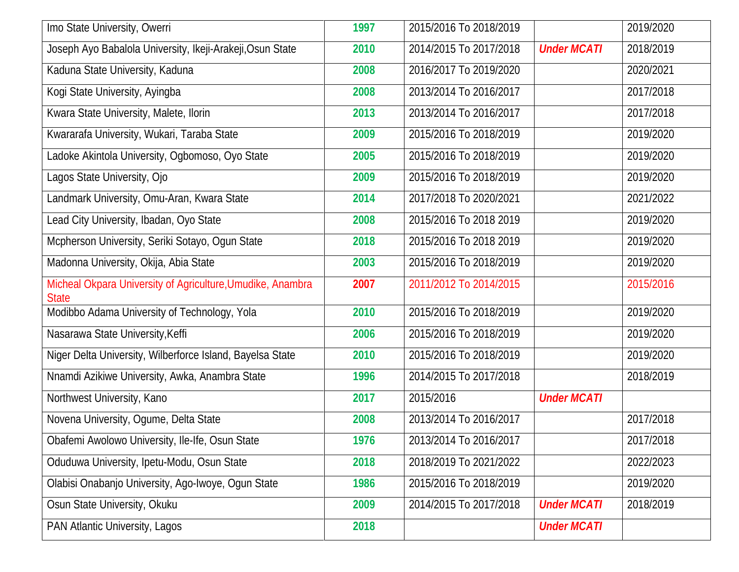| | | | | |
|---|---|---|---|---|
| Imo State University, Owerri | 1997 | 2015/2016 To 2018/2019 | | 2019/2020 |
| Joseph Ayo Babalola University, Ikeji-Arakeji,Osun State | 2010 | 2014/2015 To 2017/2018 | ***Under MCATI*** | 2018/2019 |
| Kaduna State University, Kaduna | 2008 | 2016/2017 To 2019/2020 | | 2020/2021 |
| Kogi State University, Ayingba | 2008 | 2013/2014 To 2016/2017 | | 2017/2018 |
| Kwara State University, Malete, Ilorin | 2013 | 2013/2014 To 2016/2017 | | 2017/2018 |
| Kwararafa University, Wukari, Taraba State | 2009 | 2015/2016 To 2018/2019 | | 2019/2020 |
| Ladoke Akintola University, Ogbomoso, Oyo State | 2005 | 2015/2016 To 2018/2019 | | 2019/2020 |
| Lagos State University, Ojo | 2009 | 2015/2016 To 2018/2019 | | 2019/2020 |
| Landmark University, Omu-Aran, Kwara State | 2014 | 2017/2018 To 2020/2021 | | 2021/2022 |
| Lead City University, Ibadan, Oyo State | 2008 | 2015/2016 To 2018 2019 | | 2019/2020 |
| Mcpherson University, Seriki Sotayo, Ogun State | 2018 | 2015/2016 To 2018 2019 | | 2019/2020 |
| Madonna University, Okija, Abia State | 2003 | 2015/2016 To 2018/2019 | | 2019/2020 |
| Micheal Okpara University of Agriculture,Umudike, Anambra State | 2007 | 2011/2012 To 2014/2015 | | 2015/2016 |
| Modibbo Adama University of Technology, Yola | 2010 | 2015/2016 To 2018/2019 | | 2019/2020 |
| Nasarawa State University,Keffi | 2006 | 2015/2016 To 2018/2019 | | 2019/2020 |
| Niger Delta University, Wilberforce Island, Bayelsa State | 2010 | 2015/2016 To 2018/2019 | | 2019/2020 |
| Nnamdi Azikiwe University, Awka, Anambra State | 1996 | 2014/2015 To 2017/2018 | | 2018/2019 |
| Northwest University, Kano | 2017 | 2015/2016 | ***Under MCATI*** | |
| Novena University, Ogume, Delta State | 2008 | 2013/2014 To 2016/2017 | | 2017/2018 |
| Obafemi Awolowo University, Ile-Ife, Osun State | 1976 | 2013/2014 To 2016/2017 | | 2017/2018 |
| Oduduwa University, Ipetu-Modu, Osun State | 2018 | 2018/2019 To 2021/2022 | | 2022/2023 |
| Olabisi Onabanjo University, Ago-Iwoye, Ogun State | 1986 | 2015/2016 To 2018/2019 | | 2019/2020 |
| Osun State University, Okuku | 2009 | 2014/2015 To 2017/2018 | ***Under MCATI*** | 2018/2019 |
| PAN Atlantic University, Lagos | 2018 | | ***Under MCATI*** | |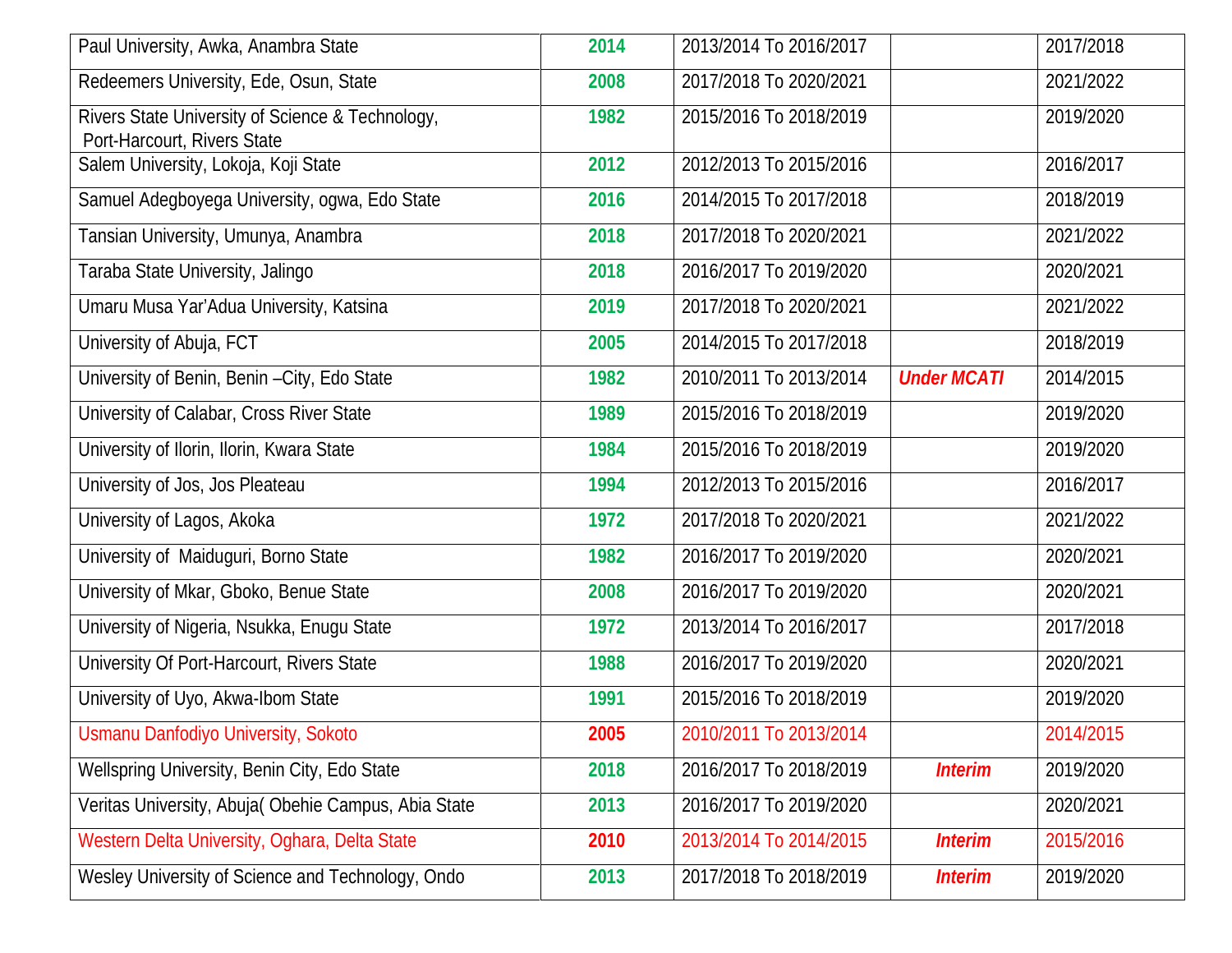| | | | | |
|---|---|---|---|---|
| Paul University, Awka, Anambra State | **2014** | 2013/2014 To 2016/2017 | | 2017/2018 |
| Redeemers University, Ede, Osun, State | **2008** | 2017/2018 To 2020/2021 | | 2021/2022 |
| Rivers State University of Science & Technology, Port-Harcourt, Rivers State | **1982** | 2015/2016 To 2018/2019 | | 2019/2020 |
| Salem University, Lokoja, Koji State | **2012** | 2012/2013 To 2015/2016 | | 2016/2017 |
| Samuel Adegboyega University, ogwa, Edo State | **2016** | 2014/2015 To 2017/2018 | | 2018/2019 |
| Tansian University, Umunya, Anambra | **2018** | 2017/2018 To 2020/2021 | | 2021/2022 |
| Taraba State University, Jalingo | **2018** | 2016/2017 To 2019/2020 | | 2020/2021 |
| Umaru Musa Yar'Adua University, Katsina | **2019** | 2017/2018 To 2020/2021 | | 2021/2022 |
| University of Abuja, FCT | **2005** | 2014/2015 To 2017/2018 | | 2018/2019 |
| University of Benin, Benin –City, Edo State | **1982** | 2010/2011 To 2013/2014 | ***Under MCATI*** | 2014/2015 |
| University of Calabar, Cross River State | **1989** | 2015/2016 To 2018/2019 | | 2019/2020 |
| University of Ilorin, Ilorin, Kwara State | **1984** | 2015/2016 To 2018/2019 | | 2019/2020 |
| University of Jos, Jos Pleateau | **1994** | 2012/2013 To 2015/2016 | | 2016/2017 |
| University of Lagos, Akoka | **1972** | 2017/2018 To 2020/2021 | | 2021/2022 |
| University of Maiduguri, Borno State | **1982** | 2016/2017 To 2019/2020 | | 2020/2021 |
| University of Mkar, Gboko, Benue State | **2008** | 2016/2017 To 2019/2020 | | 2020/2021 |
| University of Nigeria, Nsukka, Enugu State | **1972** | 2013/2014 To 2016/2017 | | 2017/2018 |
| University Of Port-Harcourt, Rivers State | **1988** | 2016/2017 To 2019/2020 | | 2020/2021 |
| University of Uyo, Akwa-Ibom State | **1991** | 2015/2016 To 2018/2019 | | 2019/2020 |
| Usmanu Danfodiyo University, Sokoto | **2005** | 2010/2011 To 2013/2014 | | 2014/2015 |
| Wellspring University, Benin City, Edo State | **2018** | 2016/2017 To 2018/2019 | ***Interim*** | 2019/2020 |
| Veritas University, Abuja( Obehie Campus, Abia State | **2013** | 2016/2017 To 2019/2020 | | 2020/2021 |
| Western Delta University, Oghara, Delta State | **2010** | 2013/2014 To 2014/2015 | ***Interim*** | 2015/2016 |
| Wesley University of Science and Technology, Ondo | **2013** | 2017/2018 To 2018/2019 | ***Interim*** | 2019/2020 |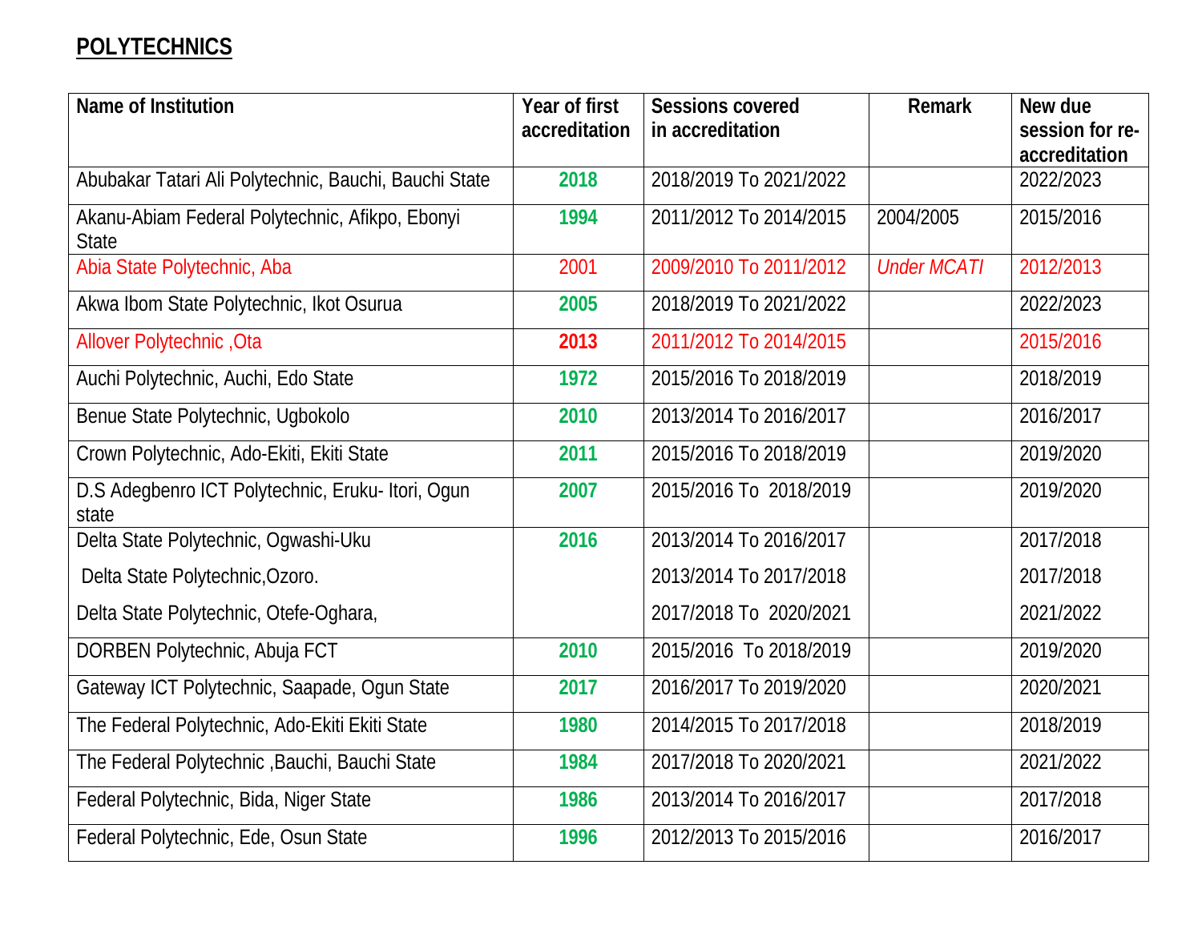## **POLYTECHNICS**

| Name of Institution | Year of first accreditation | Sessions covered in accreditation | Remark | New due session for re-accreditation |
|---|---|---|---|---|
| Abubakar Tatari Ali Polytechnic, Bauchi, Bauchi State | **2018** | 2018/2019 To 2021/2022 | | 2022/2023 |
| Akanu-Abiam Federal Polytechnic, Afikpo, Ebonyi State | **1994** | 2011/2012 To 2014/2015 | 2004/2005 | 2015/2016 |
| Abia State Polytechnic, Aba | 2001 | 2009/2010 To 2011/2012 | *Under MCATI* | 2012/2013 |
| Akwa Ibom State Polytechnic, Ikot Osurua | **2005** | 2018/2019 To 2021/2022 | | 2022/2023 |
| Allover Polytechnic ,Ota | **2013** | 2011/2012 To 2014/2015 | | 2015/2016 |
| Auchi Polytechnic, Auchi, Edo State | **1972** | 2015/2016 To 2018/2019 | | 2018/2019 |
| Benue State Polytechnic, Ugbokolo | **2010** | 2013/2014 To 2016/2017 | | 2016/2017 |
| Crown Polytechnic, Ado-Ekiti, Ekiti State | **2011** | 2015/2016 To 2018/2019 | | 2019/2020 |
| D.S Adegbenro ICT Polytechnic, Eruku- Itori, Ogun state | **2007** | 2015/2016 To 2018/2019 | | 2019/2020 |
| Delta State Polytechnic, Ogwashi-Uku | **2016** | 2013/2014 To 2016/2017 | | 2017/2018 |
| Delta State Polytechnic,Ozoro. | | 2013/2014 To 2017/2018 | | 2017/2018 |
| Delta State Polytechnic, Otefe-Oghara, | | 2017/2018 To 2020/2021 | | 2021/2022 |
| DORBEN Polytechnic, Abuja FCT | **2010** | 2015/2016 To 2018/2019 | | 2019/2020 |
| Gateway ICT Polytechnic, Saapade, Ogun State | **2017** | 2016/2017 To 2019/2020 | | 2020/2021 |
| The Federal Polytechnic, Ado-Ekiti Ekiti State | **1980** | 2014/2015 To 2017/2018 | | 2018/2019 |
| The Federal Polytechnic ,Bauchi, Bauchi State | **1984** | 2017/2018 To 2020/2021 | | 2021/2022 |
| Federal Polytechnic, Bida, Niger State | **1986** | 2013/2014 To 2016/2017 | | 2017/2018 |
| Federal Polytechnic, Ede, Osun State | **1996** | 2012/2013 To 2015/2016 | | 2016/2017 |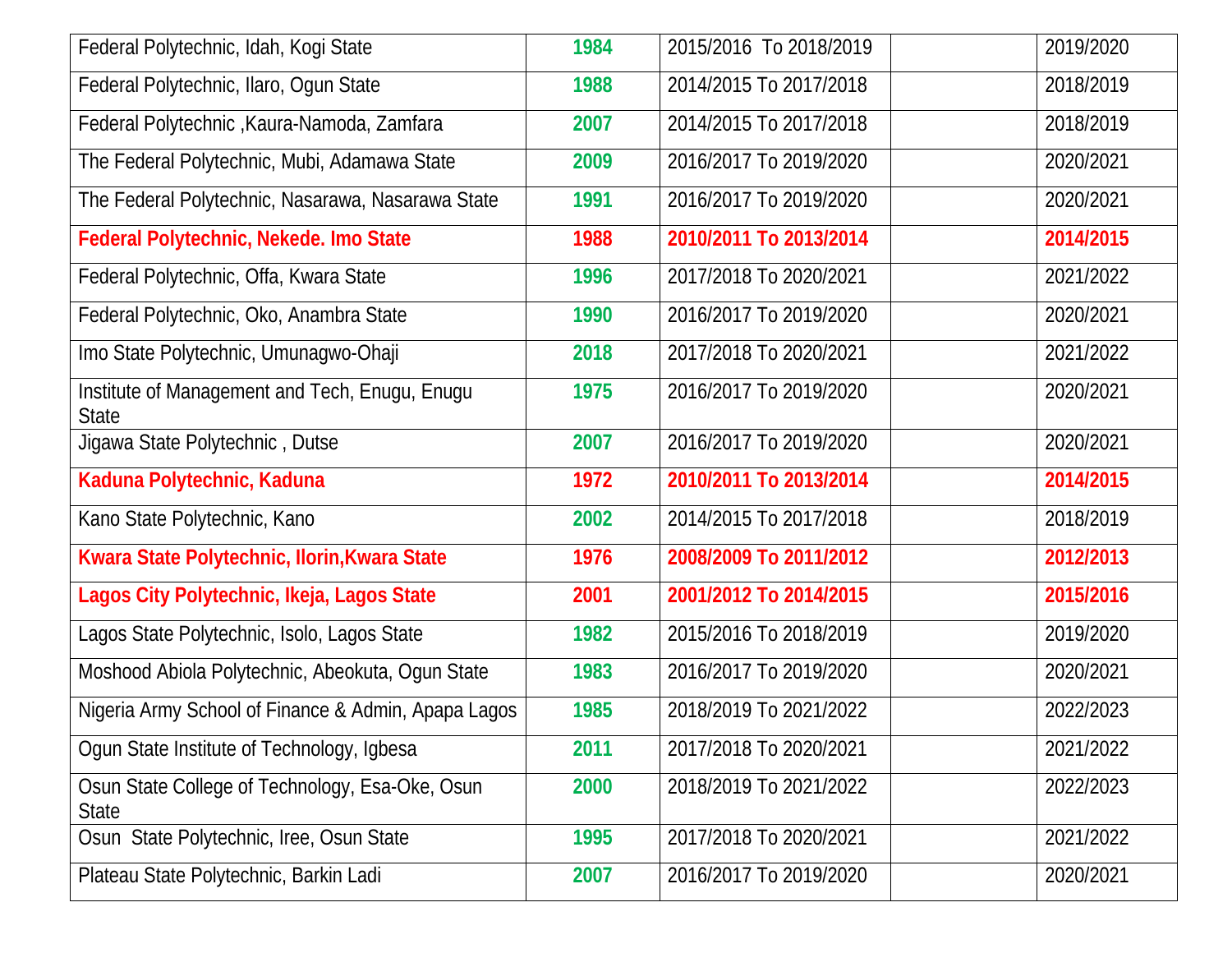| | | | | |
|---|---|---|---|---|
| Federal Polytechnic, Idah, Kogi State | 1984 | 2015/2016 To 2018/2019 | | 2019/2020 |
| Federal Polytechnic, Ilaro, Ogun State | 1988 | 2014/2015 To 2017/2018 | | 2018/2019 |
| Federal Polytechnic ,Kaura-Namoda, Zamfara | 2007 | 2014/2015 To 2017/2018 | | 2018/2019 |
| The Federal Polytechnic, Mubi, Adamawa State | 2009 | 2016/2017 To 2019/2020 | | 2020/2021 |
| The Federal Polytechnic, Nasarawa, Nasarawa State | 1991 | 2016/2017 To 2019/2020 | | 2020/2021 |
| **Federal Polytechnic, Nekede. Imo State** | **1988** | **2010/2011 To 2013/2014** | | **2014/2015** |
| Federal Polytechnic, Offa, Kwara State | 1996 | 2017/2018 To 2020/2021 | | 2021/2022 |
| Federal Polytechnic, Oko, Anambra State | 1990 | 2016/2017 To 2019/2020 | | 2020/2021 |
| Imo State Polytechnic, Umunagwo-Ohaji | 2018 | 2017/2018 To 2020/2021 | | 2021/2022 |
| Institute of Management and Tech, Enugu, Enugu State | 1975 | 2016/2017 To 2019/2020 | | 2020/2021 |
| Jigawa State Polytechnic , Dutse | 2007 | 2016/2017 To 2019/2020 | | 2020/2021 |
| **Kaduna Polytechnic, Kaduna** | **1972** | **2010/2011 To 2013/2014** | | **2014/2015** |
| Kano State Polytechnic, Kano | 2002 | 2014/2015 To 2017/2018 | | 2018/2019 |
| **Kwara State Polytechnic, Ilorin,Kwara State** | **1976** | **2008/2009 To 2011/2012** | | **2012/2013** |
| **Lagos City Polytechnic, Ikeja, Lagos State** | **2001** | **2001/2012 To 2014/2015** | | **2015/2016** |
| Lagos State Polytechnic, Isolo, Lagos State | 1982 | 2015/2016 To 2018/2019 | | 2019/2020 |
| Moshood Abiola Polytechnic, Abeokuta, Ogun State | 1983 | 2016/2017 To 2019/2020 | | 2020/2021 |
| Nigeria Army School of Finance & Admin, Apapa Lagos | 1985 | 2018/2019 To 2021/2022 | | 2022/2023 |
| Ogun State Institute of Technology, Igbesa | 2011 | 2017/2018 To 2020/2021 | | 2021/2022 |
| Osun State College of Technology, Esa-Oke, Osun State | 2000 | 2018/2019 To 2021/2022 | | 2022/2023 |
| Osun State Polytechnic, Iree, Osun State | 1995 | 2017/2018 To 2020/2021 | | 2021/2022 |
| Plateau State Polytechnic, Barkin Ladi | 2007 | 2016/2017 To 2019/2020 | | 2020/2021 |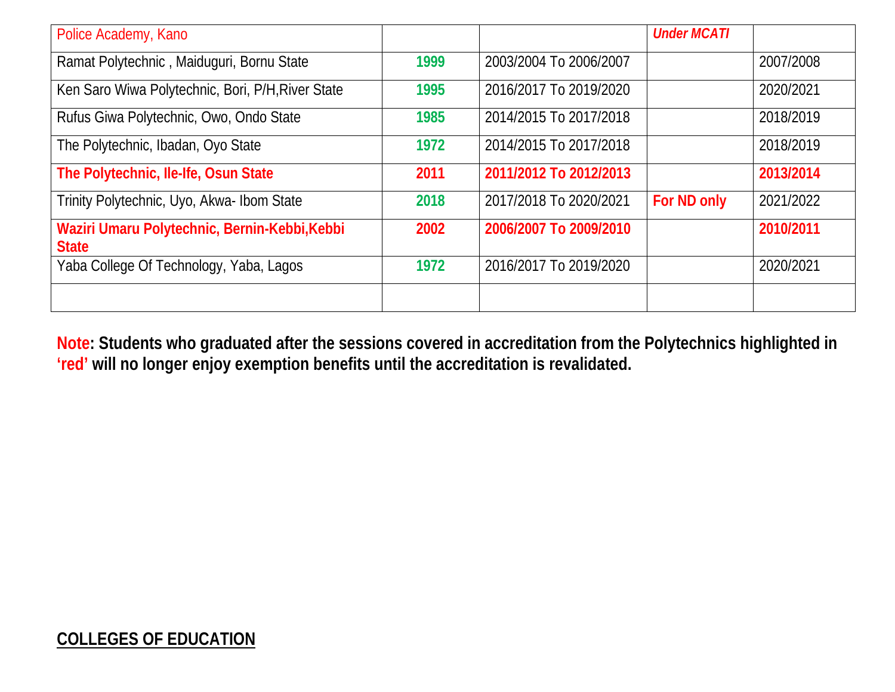| | | | | |
|---|---|---|---|---|
| Police Academy, Kano | | | *Under MCATI* | |
| Ramat Polytechnic , Maiduguri, Bornu State | 1999 | 2003/2004 To 2006/2007 | | 2007/2008 |
| Ken Saro Wiwa Polytechnic, Bori, P/H,River State | 1995 | 2016/2017 To 2019/2020 | | 2020/2021 |
| Rufus Giwa Polytechnic, Owo, Ondo State | 1985 | 2014/2015 To 2017/2018 | | 2018/2019 |
| The Polytechnic, Ibadan, Oyo State | 1972 | 2014/2015 To 2017/2018 | | 2018/2019 |
| **The Polytechnic, Ile-Ife, Osun State** | **2011** | **2011/2012 To 2012/2013** | | **2013/2014** |
| Trinity Polytechnic, Uyo, Akwa- Ibom State | 2018 | 2017/2018 To 2020/2021 | **For ND only** | 2021/2022 |
| **Waziri Umaru Polytechnic, Bernin-Kebbi,Kebbi State** | **2002** | **2006/2007 To 2009/2010** | | **2010/2011** |
| Yaba College Of Technology, Yaba, Lagos | 1972 | 2016/2017 To 2019/2020 | | 2020/2021 |
| | | | | |

**Note: Students who graduated after the sessions covered in accreditation from the Polytechnics highlighted in 'red' will no longer enjoy exemption benefits until the accreditation is revalidated.**

## COLLEGES OF EDUCATION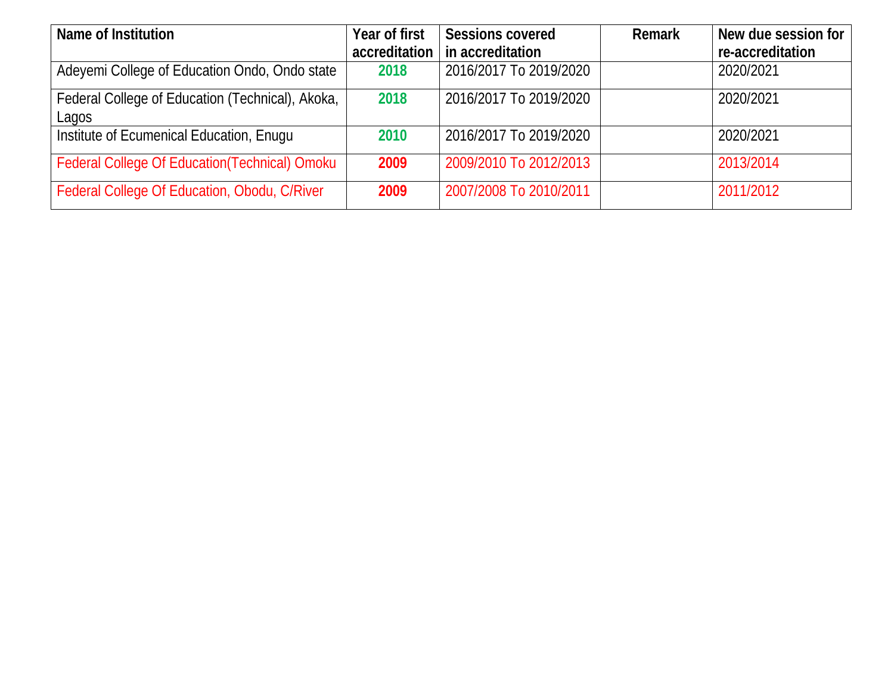| Name of Institution | Year of first accreditation | Sessions covered in accreditation | Remark | New due session for re-accreditation |
|---|---|---|---|---|
| Adeyemi College of Education Ondo, Ondo state | **2018** | 2016/2017 To 2019/2020 | | 2020/2021 |
| Federal College of Education (Technical), Akoka, Lagos | **2018** | 2016/2017 To 2019/2020 | | 2020/2021 |
| Institute of Ecumenical Education, Enugu | **2010** | 2016/2017 To 2019/2020 | | 2020/2021 |
| Federal College Of Education(Technical) Omoku | **2009** | 2009/2010 To 2012/2013 | | 2013/2014 |
| Federal College Of Education, Obodu, C/River | **2009** | 2007/2008 To 2010/2011 | | 2011/2012 |